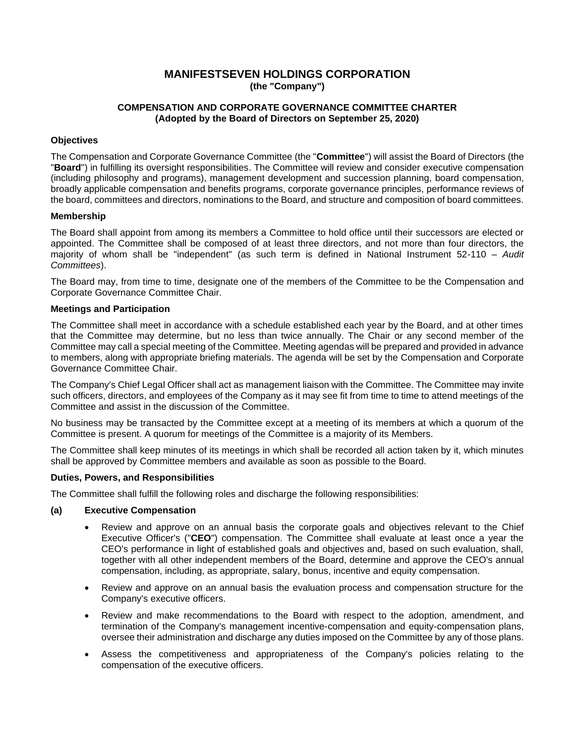# MANIFESTSEVEN HOLDINGS CORPORATION

**(the "Company")**

## COMPENSATION AND CORPORATE GOVERNANCE COMMITTEE CHARTER

**(Adopted by the Board of Directors on September 25, 2020)**

### Objectives

The Compensation and Corporate Governance Committee (the "**Committee**") will assist the Board of Directors (the "**Board**") in fulfilling its oversight responsibilities. The Committee will review and consider executive compensation (including philosophy and programs), management development and succession planning, board compensation, broadly applicable compensation and benefits programs, corporate governance principles, performance reviews of the board, committees and directors, nominations to the Board, and structure and composition of board committees.

### Membership

The Board shall appoint from among its members a Committee to hold office until their successors are elected or appointed. The Committee shall be composed of at least three directors, and not more than four directors, the majority of whom shall be "independent" (as such term is defined in National Instrument 52-110 – *Audit Committees*).

The Board may, from time to time, designate one of the members of the Committee to be the Compensation and Corporate Governance Committee Chair.

### Meetings and Participation

The Committee shall meet in accordance with a schedule established each year by the Board, and at other times that the Committee may determine, but no less than twice annually. The Chair or any second member of the Committee may call a special meeting of the Committee. Meeting agendas will be prepared and provided in advance to members, along with appropriate briefing materials. The agenda will be set by the Compensation and Corporate Governance Committee Chair.

The Company's Chief Legal Officer shall act as management liaison with the Committee. The Committee may invite such officers, directors, and employees of the Company as it may see fit from time to time to attend meetings of the Committee and assist in the discussion of the Committee.

No business may be transacted by the Committee except at a meeting of its members at which a quorum of the Committee is present. A quorum for meetings of the Committee is a majority of its Members.

The Committee shall keep minutes of its meetings in which shall be recorded all action taken by it, which minutes shall be approved by Committee members and available as soon as possible to the Board.

### Duties, Powers, and Responsibilities

The Committee shall fulfill the following roles and discharge the following responsibilities:

**(a) Executive Compensation**

- Review and approve on an annual basis the corporate goals and objectives relevant to the Chief Executive Officer's ("**CEO**") compensation. The Committee shall evaluate at least once a year the CEO's performance in light of established goals and objectives and, based on such evaluation, shall, together with all other independent members of the Board, determine and approve the CEO's annual compensation, including, as appropriate, salary, bonus, incentive and equity compensation.
- Review and approve on an annual basis the evaluation process and compensation structure for the Company's executive officers.
- Review and make recommendations to the Board with respect to the adoption, amendment, and termination of the Company's management incentive-compensation and equity-compensation plans, oversee their administration and discharge any duties imposed on the Committee by any of those plans.
- Assess the competitiveness and appropriateness of the Company's policies relating to the compensation of the executive officers.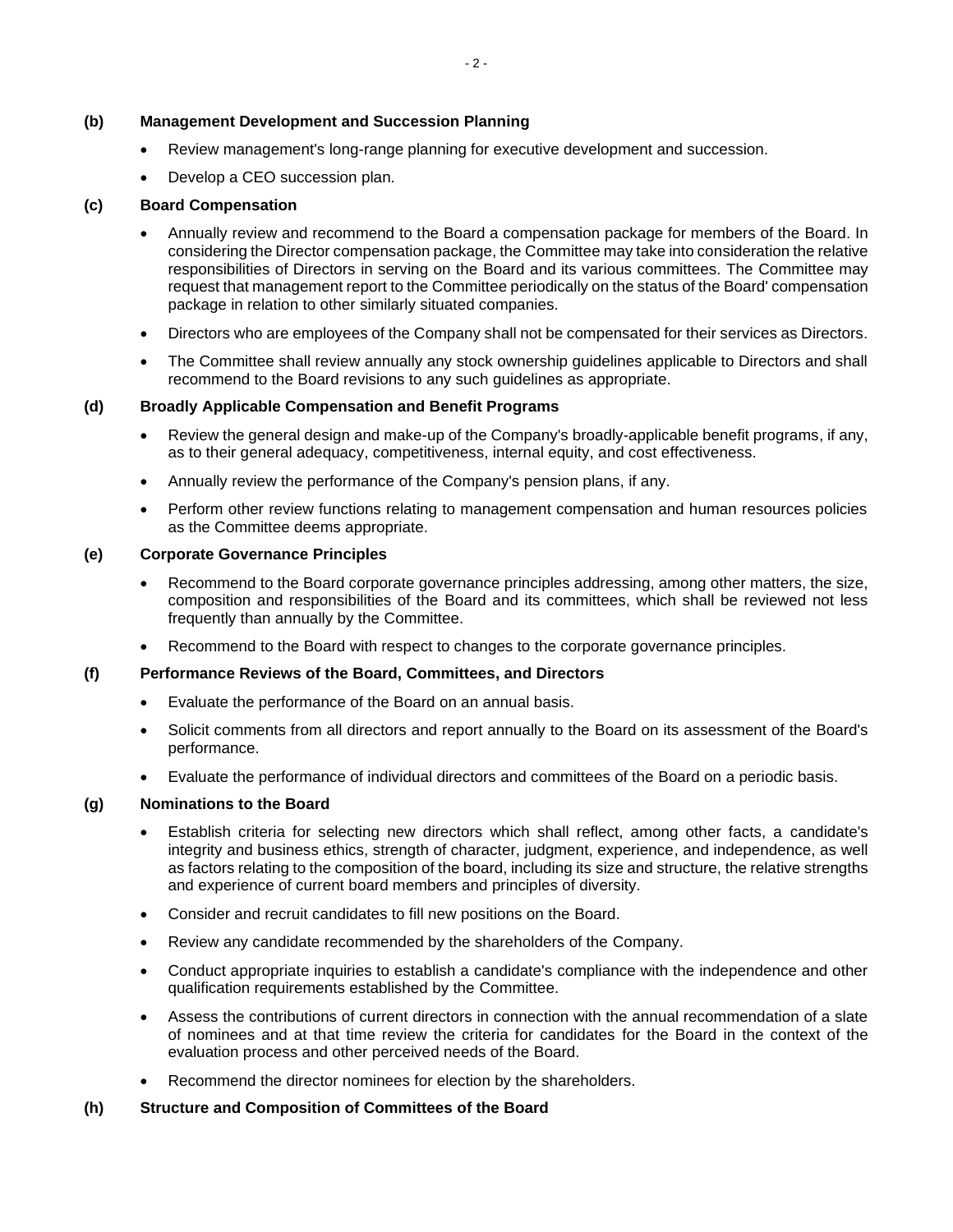**(b) Management Development and Succession Planning**

- Review management's long-range planning for executive development and succession.
- Develop a CEO succession plan.

**(c) Board Compensation**

- Annually review and recommend to the Board a compensation package for members of the Board. In considering the Director compensation package, the Committee may take into consideration the relative responsibilities of Directors in serving on the Board and its various committees. The Committee may request that management report to the Committee periodically on the status of the Board' compensation package in relation to other similarly situated companies.
- Directors who are employees of the Company shall not be compensated for their services as Directors.
- The Committee shall review annually any stock ownership guidelines applicable to Directors and shall recommend to the Board revisions to any such guidelines as appropriate.

**(d) Broadly Applicable Compensation and Benefit Programs**

- Review the general design and make-up of the Company's broadly-applicable benefit programs, if any, as to their general adequacy, competitiveness, internal equity, and cost effectiveness.
- Annually review the performance of the Company's pension plans, if any.
- Perform other review functions relating to management compensation and human resources policies as the Committee deems appropriate.

**(e) Corporate Governance Principles**

- Recommend to the Board corporate governance principles addressing, among other matters, the size, composition and responsibilities of the Board and its committees, which shall be reviewed not less frequently than annually by the Committee.
- Recommend to the Board with respect to changes to the corporate governance principles.

**(f) Performance Reviews of the Board, Committees, and Directors**

- Evaluate the performance of the Board on an annual basis.
- Solicit comments from all directors and report annually to the Board on its assessment of the Board's performance.
- Evaluate the performance of individual directors and committees of the Board on a periodic basis.

**(g) Nominations to the Board**

- Establish criteria for selecting new directors which shall reflect, among other facts, a candidate's integrity and business ethics, strength of character, judgment, experience, and independence, as well as factors relating to the composition of the board, including its size and structure, the relative strengths and experience of current board members and principles of diversity.
- Consider and recruit candidates to fill new positions on the Board.
- Review any candidate recommended by the shareholders of the Company.
- Conduct appropriate inquiries to establish a candidate's compliance with the independence and other qualification requirements established by the Committee.
- Assess the contributions of current directors in connection with the annual recommendation of a slate of nominees and at that time review the criteria for candidates for the Board in the context of the evaluation process and other perceived needs of the Board.
- Recommend the director nominees for election by the shareholders.

**(h) Structure and Composition of Committees of the Board**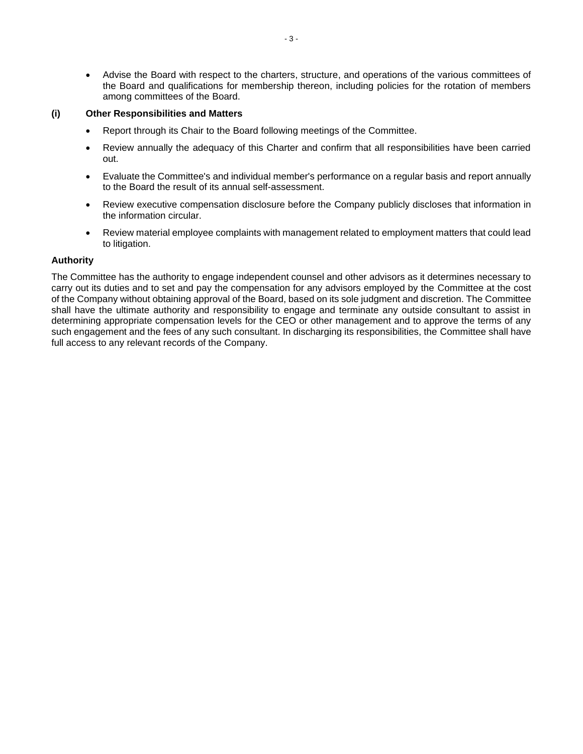- Advise the Board with respect to the charters, structure, and operations of the various committees of the Board and qualifications for membership thereon, including policies for the rotation of members among committees of the Board.

**(i) Other Responsibilities and Matters**

- Report through its Chair to the Board following meetings of the Committee.
- Review annually the adequacy of this Charter and confirm that all responsibilities have been carried out.
- Evaluate the Committee's and individual member's performance on a regular basis and report annually to the Board the result of its annual self-assessment.
- Review executive compensation disclosure before the Company publicly discloses that information in the information circular.
- Review material employee complaints with management related to employment matters that could lead to litigation.

**Authority**

The Committee has the authority to engage independent counsel and other advisors as it determines necessary to carry out its duties and to set and pay the compensation for any advisors employed by the Committee at the cost of the Company without obtaining approval of the Board, based on its sole judgment and discretion. The Committee shall have the ultimate authority and responsibility to engage and terminate any outside consultant to assist in determining appropriate compensation levels for the CEO or other management and to approve the terms of any such engagement and the fees of any such consultant. In discharging its responsibilities, the Committee shall have full access to any relevant records of the Company.